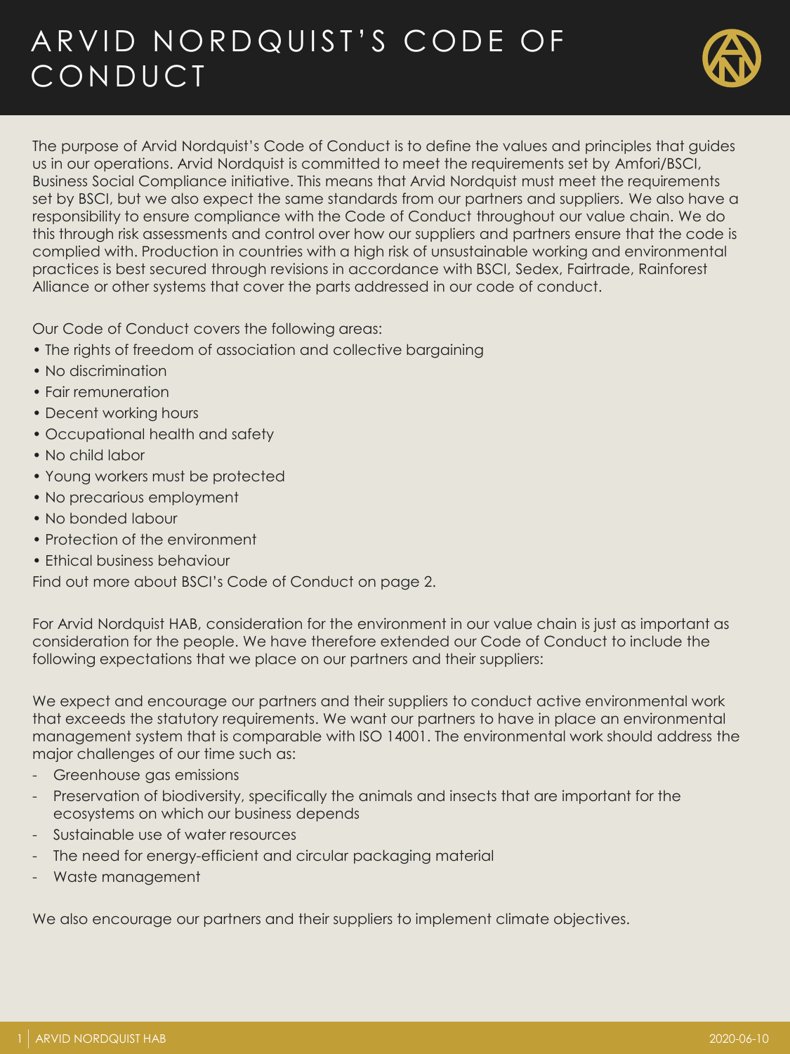# ARVID NORDQUIST'S CODE OF CONDUCT

The purpose of Arvid Nordquist's Code of Conduct is to define the values and principles that guides us in our operations. Arvid Nordquist is committed to meet the requirements set by Amfori/BSCI, Business Social Compliance initiative. This means that Arvid Nordquist must meet the requirements set by BSCI, but we also expect the same standards from our partners and suppliers. We also have a responsibility to ensure compliance with the Code of Conduct throughout our value chain. We do this through risk assessments and control over how our suppliers and partners ensure that the code is complied with. Production in countries with a high risk of unsustainable working and environmental practices is best secured through revisions in accordance with BSCI, Sedex, Fairtrade, Rainforest Alliance or other systems that cover the parts addressed in our code of conduct.

Our Code of Conduct covers the following areas:

- The rights of freedom of association and collective bargaining
- No discrimination
- Fair remuneration
- Decent working hours
- Occupational health and safety
- No child labor
- Young workers must be protected
- No precarious employment
- No bonded labour
- Protection of the environment
- Ethical business behaviour

Find out more about BSCI's Code of Conduct on page 2.

For Arvid Nordquist HAB, consideration for the environment in our value chain is just as important as consideration for the people. We have therefore extended our Code of Conduct to include the following expectations that we place on our partners and their suppliers:

We expect and encourage our partners and their suppliers to conduct active environmental work that exceeds the statutory requirements. We want our partners to have in place an environmental management system that is comparable with ISO 14001. The environmental work should address the major challenges of our time such as:

- Greenhouse gas emissions
- Preservation of biodiversity, specifically the animals and insects that are important for the ecosystems on which our business depends
- Sustainable use of water resources
- The need for energy-efficient and circular packaging material
- Waste management

We also encourage our partners and their suppliers to implement climate objectives.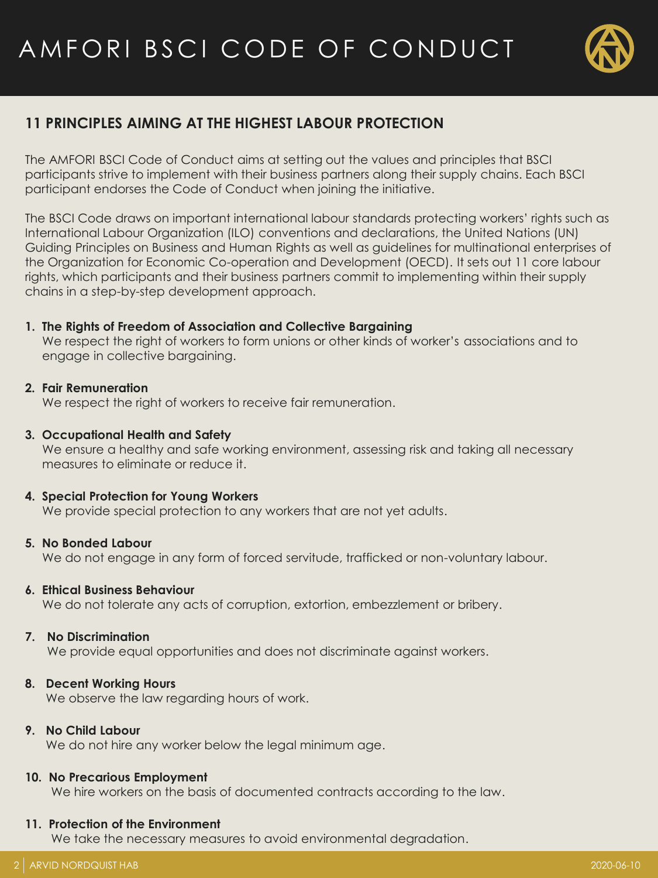# AMFORI BSCI CODE OF CONDUCT

## 11 PRINCIPLES AIMING AT THE HIGHEST LABOUR PROTECTION

The AMFORI BSCI Code of Conduct aims at setting out the values and principles that BSCI participants strive to implement with their business partners along their supply chains. Each BSCI participant endorses the Code of Conduct when joining the initiative.

The BSCI Code draws on important international labour standards protecting workers' rights such as International Labour Organization (ILO) conventions and declarations, the United Nations (UN) Guiding Principles on Business and Human Rights as well as guidelines for multinational enterprises of the Organization for Economic Co-operation and Development (OECD). It sets out 11 core labour rights, which participants and their business partners commit to implementing within their supply chains in a step-by-step development approach.

1. **The Rights of Freedom of Association and Collective Bargaining**
   We respect the right of workers to form unions or other kinds of worker's associations and to engage in collective bargaining.

2. **Fair Remuneration**
   We respect the right of workers to receive fair remuneration.

3. **Occupational Health and Safety**
   We ensure a healthy and safe working environment, assessing risk and taking all necessary measures to eliminate or reduce it.

4. **Special Protection for Young Workers**
   We provide special protection to any workers that are not yet adults.

5. **No Bonded Labour**
   We do not engage in any form of forced servitude, trafficked or non-voluntary labour.

6. **Ethical Business Behaviour**
   We do not tolerate any acts of corruption, extortion, embezzlement or bribery.

7. **No Discrimination**
   We provide equal opportunities and does not discriminate against workers.

8. **Decent Working Hours**
   We observe the law regarding hours of work.

9. **No Child Labour**
   We do not hire any worker below the legal minimum age.

10. **No Precarious Employment**
    We hire workers on the basis of documented contracts according to the law.

11. **Protection of the Environment**
    We take the necessary measures to avoid environmental degradation.